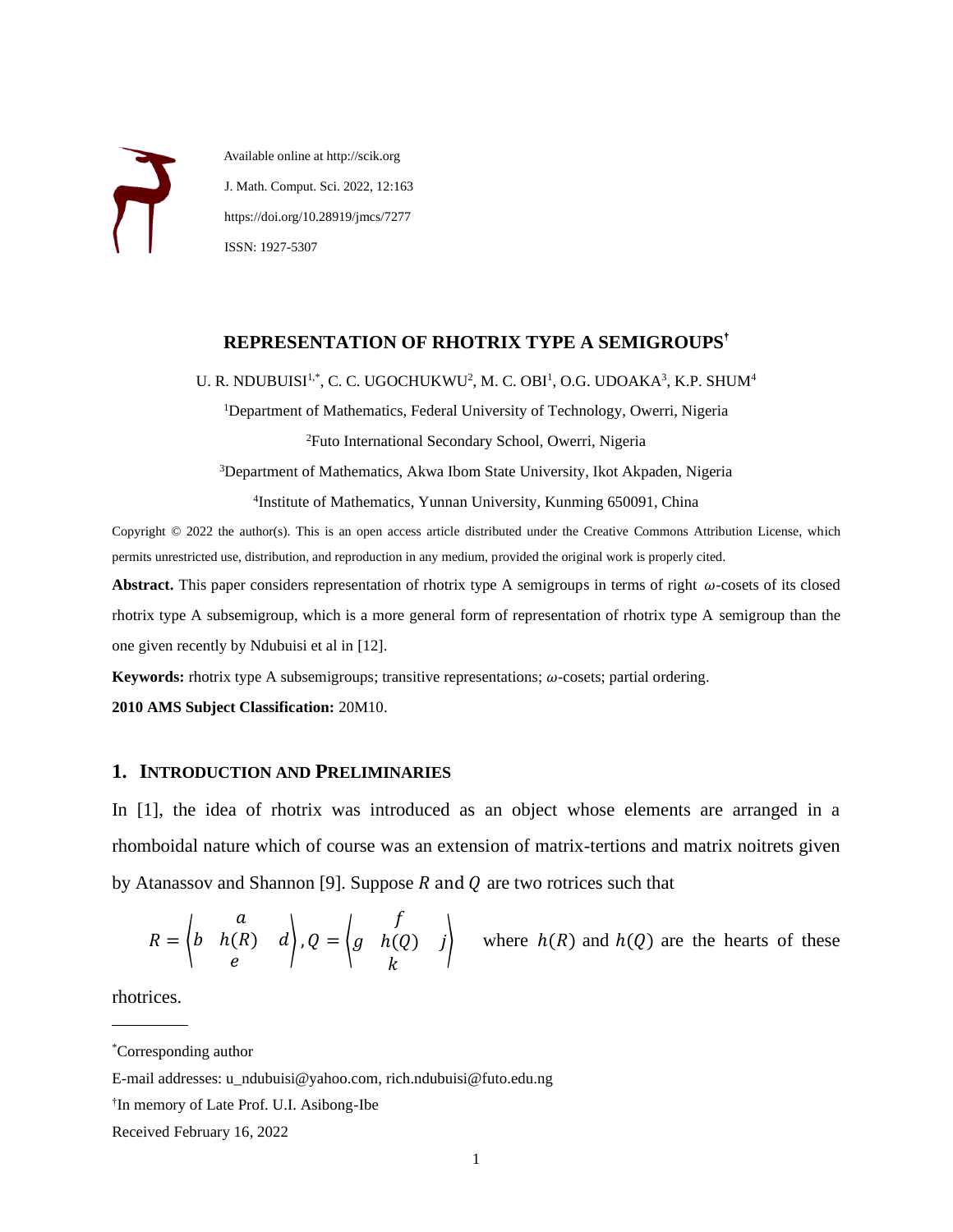Available online at http://scik.org

J. Math. Comput. Sci. 2022, 12:163

https://doi.org/10.28919/jmcs/7277

ISSN: 1927-5307

# REPRESENTATION OF RHOTRIX TYPE A SEMIGROUPS[†]

U. R. NDUBUISI[1,*], C. C. UGOCHUKWU[2], M. C. OBI[1], O.G. UDOAKA[3], K.P. SHUM[4]

[1]Department of Mathematics, Federal University of Technology, Owerri, Nigeria

[2]Futo International Secondary School, Owerri, Nigeria

[3]Department of Mathematics, Akwa Ibom State University, Ikot Akpaden, Nigeria

[4]Institute of Mathematics, Yunnan University, Kunming 650091, China

Copyright © 2022 the author(s). This is an open access article distributed under the Creative Commons Attribution License, which permits unrestricted use, distribution, and reproduction in any medium, provided the original work is properly cited.

**Abstract.** This paper considers representation of rhotrix type A semigroups in terms of right $\omega$-cosets of its closed rhotrix type A subsemigroup, which is a more general form of representation of rhotrix type A semigroup than the one given recently by Ndubuisi et al in [12].

**Keywords:** rhotrix type A subsemigroups; transitive representations; $\omega$-cosets; partial ordering.

**2010 AMS Subject Classification:** 20M10.

## 1. INTRODUCTION AND PRELIMINARIES

In [1], the idea of rhotrix was introduced as an object whose elements are arranged in a rhomboidal nature which of course was an extension of matrix-tertions and matrix noitrets given by Atanassov and Shannon [9]. Suppose $R$ and $Q$ are two rotrices such that

$$R = \left\langle \begin{matrix} & a & \\ b & h(R) & d \\ & e & \end{matrix} \right\rangle, Q = \left\langle \begin{matrix} & f & \\ g & h(Q) & j \\ & k & \end{matrix} \right\rangle$$

where $h(R)$ and $h(Q)$ are the hearts of these rhotrices.

---

*Corresponding author

E-mail addresses: u_ndubuisi@yahoo.com, rich.ndubuisi@futo.edu.ng

†In memory of Late Prof. U.I. Asibong-Ibe

Received February 16, 2022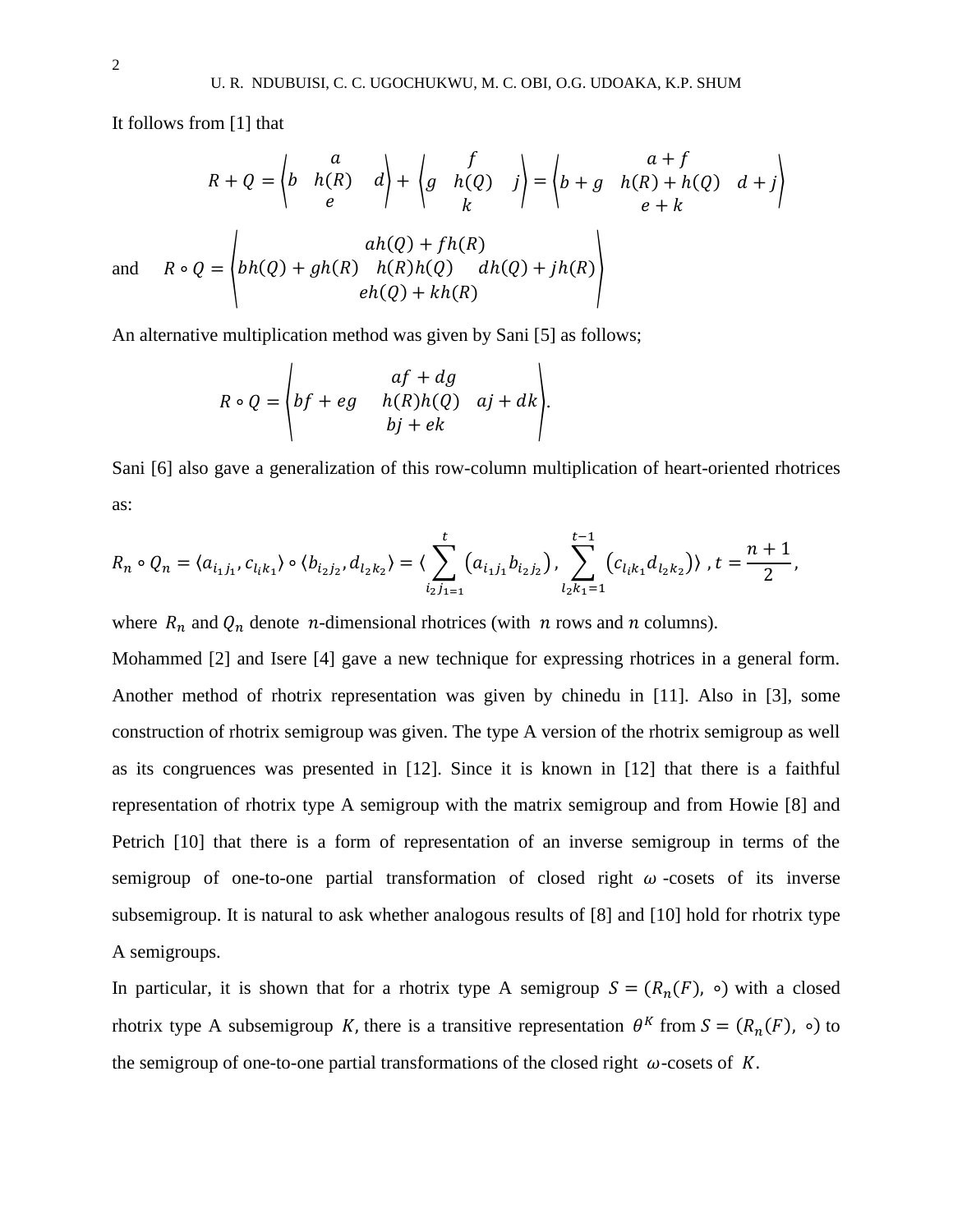It follows from [1] that

$$R + Q = \left\langle \begin{matrix} & a & \\ b & h(R) & d \\ & e & \end{matrix} \right\rangle + \left\langle \begin{matrix} & f & \\ g & h(Q) & j \\ & k & \end{matrix} \right\rangle = \left\langle \begin{matrix} & a+f & \\ b+g & h(R)+h(Q) & d+j \\ & e+k & \end{matrix} \right\rangle$$

and $$R \circ Q = \left\langle \begin{matrix} & ah(Q) + fh(R) & \\ bh(Q) + gh(R) & h(R)h(Q) & dh(Q) + jh(R) \\ & eh(Q) + kh(R) & \end{matrix} \right\rangle$$

An alternative multiplication method was given by Sani [5] as follows;

$$R \circ Q = \left\langle \begin{matrix} & af + dg & \\ bf + eg & h(R)h(Q) & aj + dk \\ & bj + ek & \end{matrix} \right\rangle.$$

Sani [6] also gave a generalization of this row-column multiplication of heart-oriented rhotrices as:

$$R_n \circ Q_n = \langle a_{i_1 j_1}, c_{l_i k_1} \rangle \circ \langle b_{i_2 j_2}, d_{l_2 k_2} \rangle = \langle \sum_{i_2 j_{1=1}}^{t} \left( a_{i_1 j_1} b_{i_2 j_2} \right), \sum_{l_2 k_1 = 1}^{t-1} \left( c_{l_i k_1} d_{l_2 k_2} \right) \rangle, t = \frac{n+1}{2},$$

where $R_n$ and $Q_n$ denote $n$-dimensional rhotrices (with $n$ rows and $n$ columns).

Mohammed [2] and Isere [4] gave a new technique for expressing rhotrices in a general form. Another method of rhotrix representation was given by chinedu in [11]. Also in [3], some construction of rhotrix semigroup was given. The type A version of the rhotrix semigroup as well as its congruences was presented in [12]. Since it is known in [12] that there is a faithful representation of rhotrix type A semigroup with the matrix semigroup and from Howie [8] and Petrich [10] that there is a form of representation of an inverse semigroup in terms of the semigroup of one-to-one partial transformation of closed right $\omega$-cosets of its inverse subsemigroup. It is natural to ask whether analogous results of [8] and [10] hold for rhotrix type A semigroups.

In particular, it is shown that for a rhotrix type A semigroup $S = (R_n(F), \circ)$ with a closed rhotrix type A subsemigroup $K$, there is a transitive representation $\theta^K$ from $S = (R_n(F), \circ)$ to the semigroup of one-to-one partial transformations of the closed right $\omega$-cosets of $K$.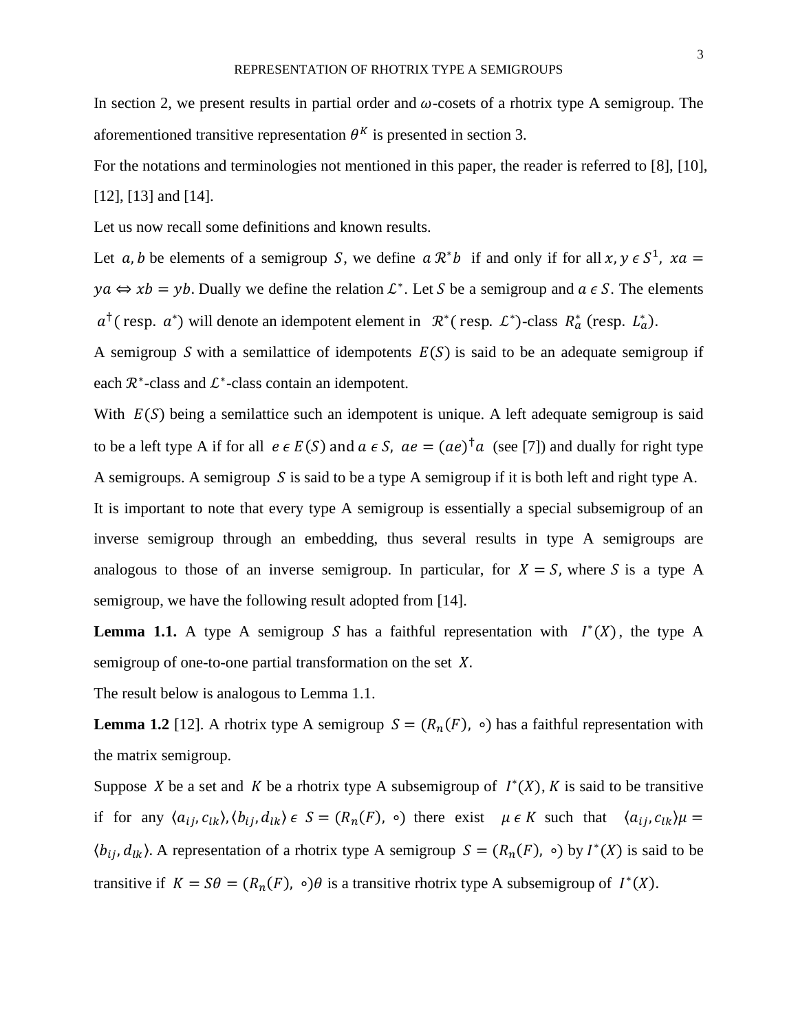In section 2, we present results in partial order and $\omega$-cosets of a rhotrix type A semigroup. The aforementioned transitive representation $\theta^K$ is presented in section 3.

For the notations and terminologies not mentioned in this paper, the reader is referred to [8], [10], [12], [13] and [14].

Let us now recall some definitions and known results.

Let $a, b$ be elements of a semigroup $S$, we define $a\,\mathcal{R}^*b$ if and only if for all $x, y \in S^1$, $xa = ya \Leftrightarrow xb = yb$. Dually we define the relation $\mathcal{L}^*$. Let $S$ be a semigroup and $a \in S$. The elements $a^\dagger$ (resp. $a^*$) will denote an idempotent element in $\mathcal{R}^*$(resp. $\mathcal{L}^*$)-class $R_a^*$ (resp. $L_a^*$).

A semigroup $S$ with a semilattice of idempotents $E(S)$ is said to be an adequate semigroup if each $\mathcal{R}^*$-class and $\mathcal{L}^*$-class contain an idempotent.

With $E(S)$ being a semilattice such an idempotent is unique. A left adequate semigroup is said to be a left type A if for all $e \in E(S)$ and $a \in S$, $ae = (ae)^\dagger a$ (see [7]) and dually for right type A semigroups. A semigroup $S$ is said to be a type A semigroup if it is both left and right type A.

It is important to note that every type A semigroup is essentially a special subsemigroup of an inverse semigroup through an embedding, thus several results in type A semigroups are analogous to those of an inverse semigroup. In particular, for $X = S$, where $S$ is a type A semigroup, we have the following result adopted from [14].

**Lemma 1.1.** A type A semigroup $S$ has a faithful representation with $I^*(X)$, the type A semigroup of one-to-one partial transformation on the set $X$.

The result below is analogous to Lemma 1.1.

**Lemma 1.2** [12]. A rhotrix type A semigroup $S = (R_n(F), \circ)$ has a faithful representation with the matrix semigroup.

Suppose $X$ be a set and $K$ be a rhotrix type A subsemigroup of $I^*(X)$, $K$ is said to be transitive if for any $\langle a_{ij}, c_{lk}\rangle, \langle b_{ij}, d_{lk}\rangle \in S = (R_n(F), \circ)$ there exist $\mu \in K$ such that $\langle a_{ij}, c_{lk}\rangle\mu = \langle b_{ij}, d_{lk}\rangle$. A representation of a rhotrix type A semigroup $S = (R_n(F), \circ)$ by $I^*(X)$ is said to be transitive if $K = S\theta = (R_n(F), \circ)\theta$ is a transitive rhotrix type A subsemigroup of $I^*(X)$.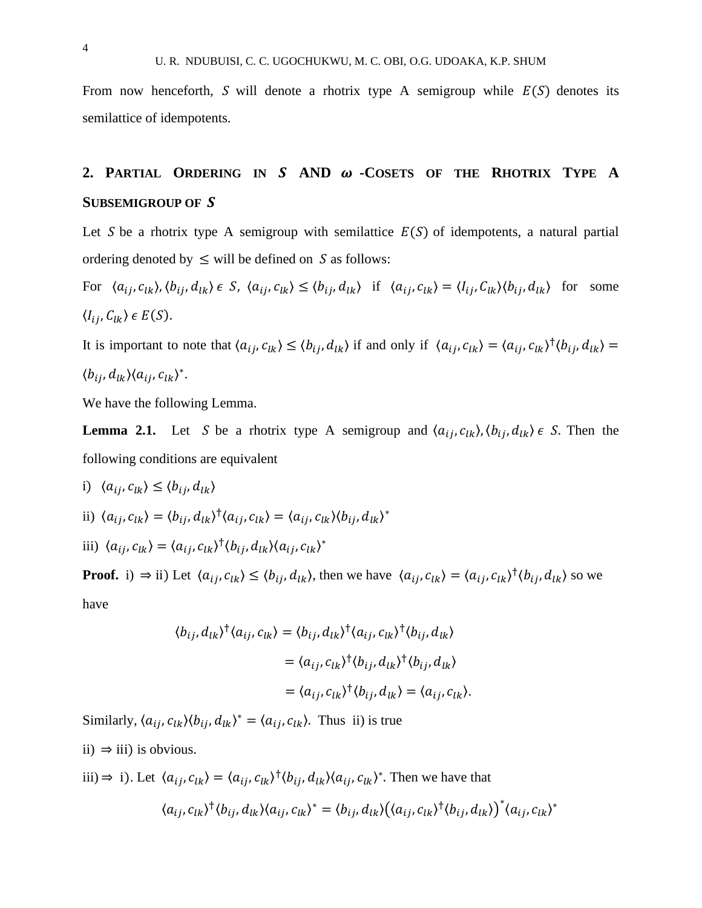From now henceforth, $S$ will denote a rhotrix type A semigroup while $E(S)$ denotes its semilattice of idempotents.

## 2. Partial Ordering in $S$ and $\omega$-Cosets of the Rhotrix Type A Subsemigroup of $S$

Let $S$ be a rhotrix type A semigroup with semilattice $E(S)$ of idempotents, a natural partial ordering denoted by $\leq$ will be defined on $S$ as follows:

For $\langle a_{ij}, c_{lk}\rangle, \langle b_{ij}, d_{lk}\rangle \in S$, $\langle a_{ij}, c_{lk}\rangle \leq \langle b_{ij}, d_{lk}\rangle$ if $\langle a_{ij}, c_{lk}\rangle = \langle I_{ij}, C_{lk}\rangle\langle b_{ij}, d_{lk}\rangle$ for some $\langle I_{ij}, C_{lk}\rangle \in E(S)$.

It is important to note that $\langle a_{ij}, c_{lk}\rangle \leq \langle b_{ij}, d_{lk}\rangle$ if and only if $\langle a_{ij}, c_{lk}\rangle = \langle a_{ij}, c_{lk}\rangle^{\dagger}\langle b_{ij}, d_{lk}\rangle = \langle b_{ij}, d_{lk}\rangle\langle a_{ij}, c_{lk}\rangle^{*}$.

We have the following Lemma.

**Lemma 2.1.** Let $S$ be a rhotrix type A semigroup and $\langle a_{ij}, c_{lk}\rangle, \langle b_{ij}, d_{lk}\rangle \in S$. Then the following conditions are equivalent

i) $\langle a_{ij}, c_{lk}\rangle \leq \langle b_{ij}, d_{lk}\rangle$

ii) $\langle a_{ij}, c_{lk}\rangle = \langle b_{ij}, d_{lk}\rangle^{\dagger}\langle a_{ij}, c_{lk}\rangle = \langle a_{ij}, c_{lk}\rangle\langle b_{ij}, d_{lk}\rangle^{*}$

iii) $\langle a_{ij}, c_{lk}\rangle = \langle a_{ij}, c_{lk}\rangle^{\dagger}\langle b_{ij}, d_{lk}\rangle\langle a_{ij}, c_{lk}\rangle^{*}$

**Proof.** i) $\Rightarrow$ ii) Let $\langle a_{ij}, c_{lk}\rangle \leq \langle b_{ij}, d_{lk}\rangle$, then we have $\langle a_{ij}, c_{lk}\rangle = \langle a_{ij}, c_{lk}\rangle^{\dagger}\langle b_{ij}, d_{lk}\rangle$ so we have

$$\begin{aligned}\langle b_{ij}, d_{lk}\rangle^{\dagger}\langle a_{ij}, c_{lk}\rangle &= \langle b_{ij}, d_{lk}\rangle^{\dagger}\langle a_{ij}, c_{lk}\rangle^{\dagger}\langle b_{ij}, d_{lk}\rangle \\ &= \langle a_{ij}, c_{lk}\rangle^{\dagger}\langle b_{ij}, d_{lk}\rangle^{\dagger}\langle b_{ij}, d_{lk}\rangle \\ &= \langle a_{ij}, c_{lk}\rangle^{\dagger}\langle b_{ij}, d_{lk}\rangle = \langle a_{ij}, c_{lk}\rangle.\end{aligned}$$

Similarly, $\langle a_{ij}, c_{lk}\rangle\langle b_{ij}, d_{lk}\rangle^{*} = \langle a_{ij}, c_{lk}\rangle$. Thus ii) is true

ii) $\Rightarrow$ iii) is obvious.

iii) $\Rightarrow$ i). Let $\langle a_{ij}, c_{lk}\rangle = \langle a_{ij}, c_{lk}\rangle^{\dagger}\langle b_{ij}, d_{lk}\rangle\langle a_{ij}, c_{lk}\rangle^{*}$. Then we have that

$$\langle a_{ij}, c_{lk}\rangle^{\dagger}\langle b_{ij}, d_{lk}\rangle\langle a_{ij}, c_{lk}\rangle^{*} = \langle b_{ij}, d_{lk}\rangle\left(\langle a_{ij}, c_{lk}\rangle^{\dagger}\langle b_{ij}, d_{lk}\rangle\right)^{*}\langle a_{ij}, c_{lk}\rangle^{*}$$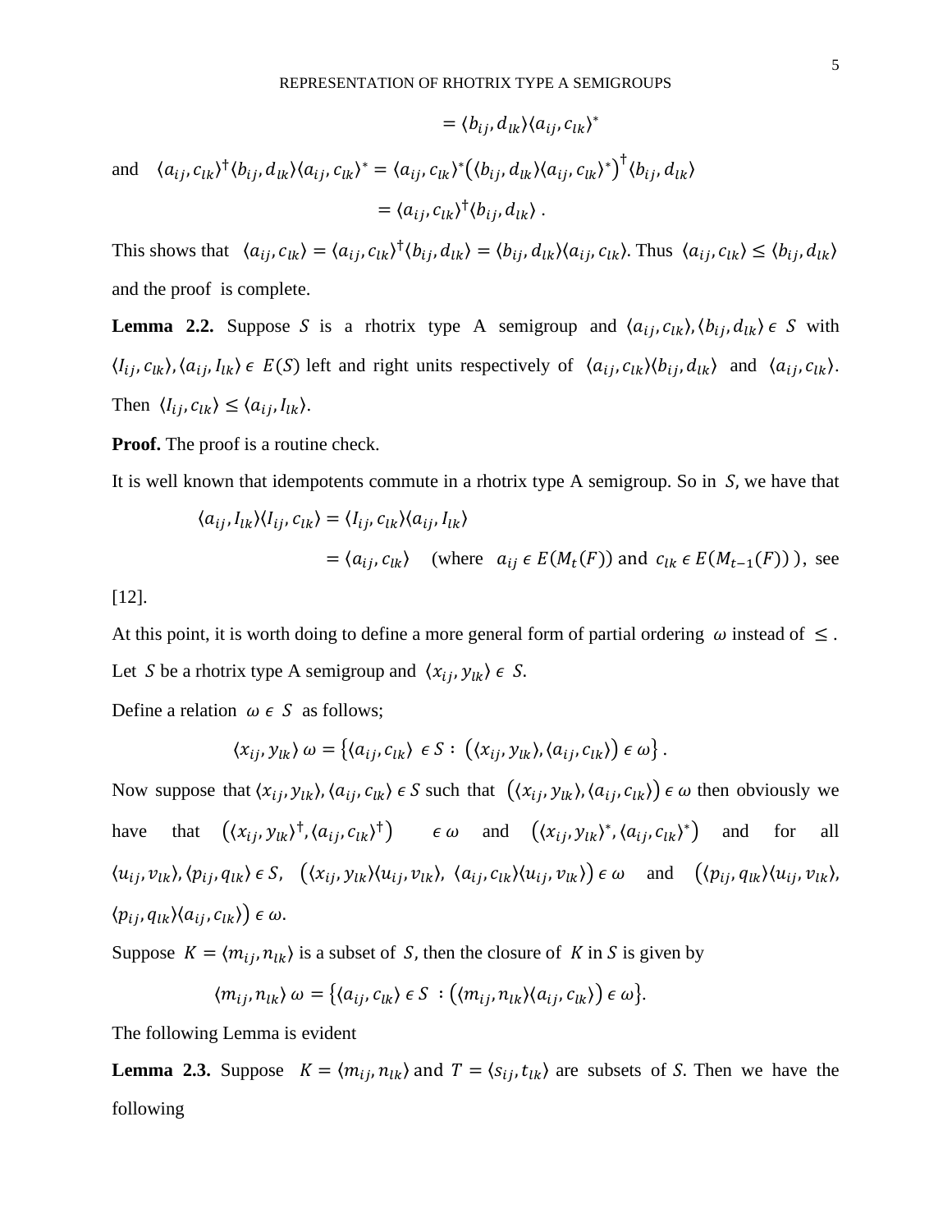$$= \langle b_{ij}, d_{lk}\rangle\langle a_{ij}, c_{lk}\rangle^{*}$$

and $\langle a_{ij}, c_{lk}\rangle^{\dagger}\langle b_{ij}, d_{lk}\rangle\langle a_{ij}, c_{lk}\rangle^{*} = \langle a_{ij}, c_{lk}\rangle^{*}\left(\langle b_{ij}, d_{lk}\rangle\langle a_{ij}, c_{lk}\rangle^{*}\right)^{\dagger}\langle b_{ij}, d_{lk}\rangle$

$$= \langle a_{ij}, c_{lk}\rangle^{\dagger}\langle b_{ij}, d_{lk}\rangle \,.$$

This shows that $\langle a_{ij}, c_{lk}\rangle = \langle a_{ij}, c_{lk}\rangle^{\dagger}\langle b_{ij}, d_{lk}\rangle = \langle b_{ij}, d_{lk}\rangle\langle a_{ij}, c_{lk}\rangle$. Thus $\langle a_{ij}, c_{lk}\rangle \leq \langle b_{ij}, d_{lk}\rangle$ and the proof is complete.

**Lemma 2.2.** Suppose $S$ is a rhotrix type A semigroup and $\langle a_{ij}, c_{lk}\rangle, \langle b_{ij}, d_{lk}\rangle \,\epsilon\, S$ with $\langle I_{ij}, c_{lk}\rangle, \langle a_{ij}, I_{lk}\rangle \,\epsilon\, E(S)$ left and right units respectively of $\langle a_{ij}, c_{lk}\rangle\langle b_{ij}, d_{lk}\rangle$ and $\langle a_{ij}, c_{lk}\rangle$. Then $\langle I_{ij}, c_{lk}\rangle \leq \langle a_{ij}, I_{lk}\rangle$.

**Proof.** The proof is a routine check.

It is well known that idempotents commute in a rhotrix type A semigroup. So in $S$, we have that

$$\langle a_{ij}, I_{lk}\rangle\langle I_{ij}, c_{lk}\rangle = \langle I_{ij}, c_{lk}\rangle\langle a_{ij}, I_{lk}\rangle$$

$= \langle a_{ij}, c_{lk}\rangle$ (where $a_{ij} \,\epsilon\, E(M_t(F))$ and $c_{lk} \,\epsilon\, E(M_{t-1}(F))$ ), see [12].

At this point, it is worth doing to define a more general form of partial ordering $\omega$ instead of $\leq$. Let $S$ be a rhotrix type A semigroup and $\langle x_{ij}, y_{lk}\rangle \,\epsilon\, S$.

Define a relation $\omega \,\epsilon\, S$ as follows;

$$\langle x_{ij}, y_{lk}\rangle\, \omega = \left\{\langle a_{ij}, c_{lk}\rangle \,\epsilon\, S : \left(\langle x_{ij}, y_{lk}\rangle, \langle a_{ij}, c_{lk}\rangle\right) \epsilon\, \omega\right\}.$$

Now suppose that $\langle x_{ij}, y_{lk}\rangle, \langle a_{ij}, c_{lk}\rangle \,\epsilon\, S$ such that $\left(\langle x_{ij}, y_{lk}\rangle, \langle a_{ij}, c_{lk}\rangle\right) \epsilon\, \omega$ then obviously we have that $\left(\langle x_{ij}, y_{lk}\rangle^{\dagger}, \langle a_{ij}, c_{lk}\rangle^{\dagger}\right) \epsilon\, \omega$ and $\left(\langle x_{ij}, y_{lk}\rangle^{*}, \langle a_{ij}, c_{lk}\rangle^{*}\right)$ and for all $\langle u_{ij}, v_{lk}\rangle, \langle p_{ij}, q_{lk}\rangle \,\epsilon\, S$, $\left(\langle x_{ij}, y_{lk}\rangle\langle u_{ij}, v_{lk}\rangle, \langle a_{ij}, c_{lk}\rangle\langle u_{ij}, v_{lk}\rangle\right) \epsilon\, \omega$ and $\left(\langle p_{ij}, q_{lk}\rangle\langle u_{ij}, v_{lk}\rangle, \langle p_{ij}, q_{lk}\rangle\langle a_{ij}, c_{lk}\rangle\right) \epsilon\, \omega$.

Suppose $K = \langle m_{ij}, n_{lk}\rangle$ is a subset of $S$, then the closure of $K$ in $S$ is given by

$$\langle m_{ij}, n_{lk}\rangle\, \omega = \left\{\langle a_{ij}, c_{lk}\rangle \,\epsilon\, S : \left(\langle m_{ij}, n_{lk}\rangle\langle a_{ij}, c_{lk}\rangle\right) \epsilon\, \omega\right\}.$$

The following Lemma is evident

**Lemma 2.3.** Suppose $K = \langle m_{ij}, n_{lk}\rangle$ and $T = \langle s_{ij}, t_{lk}\rangle$ are subsets of $S$. Then we have the following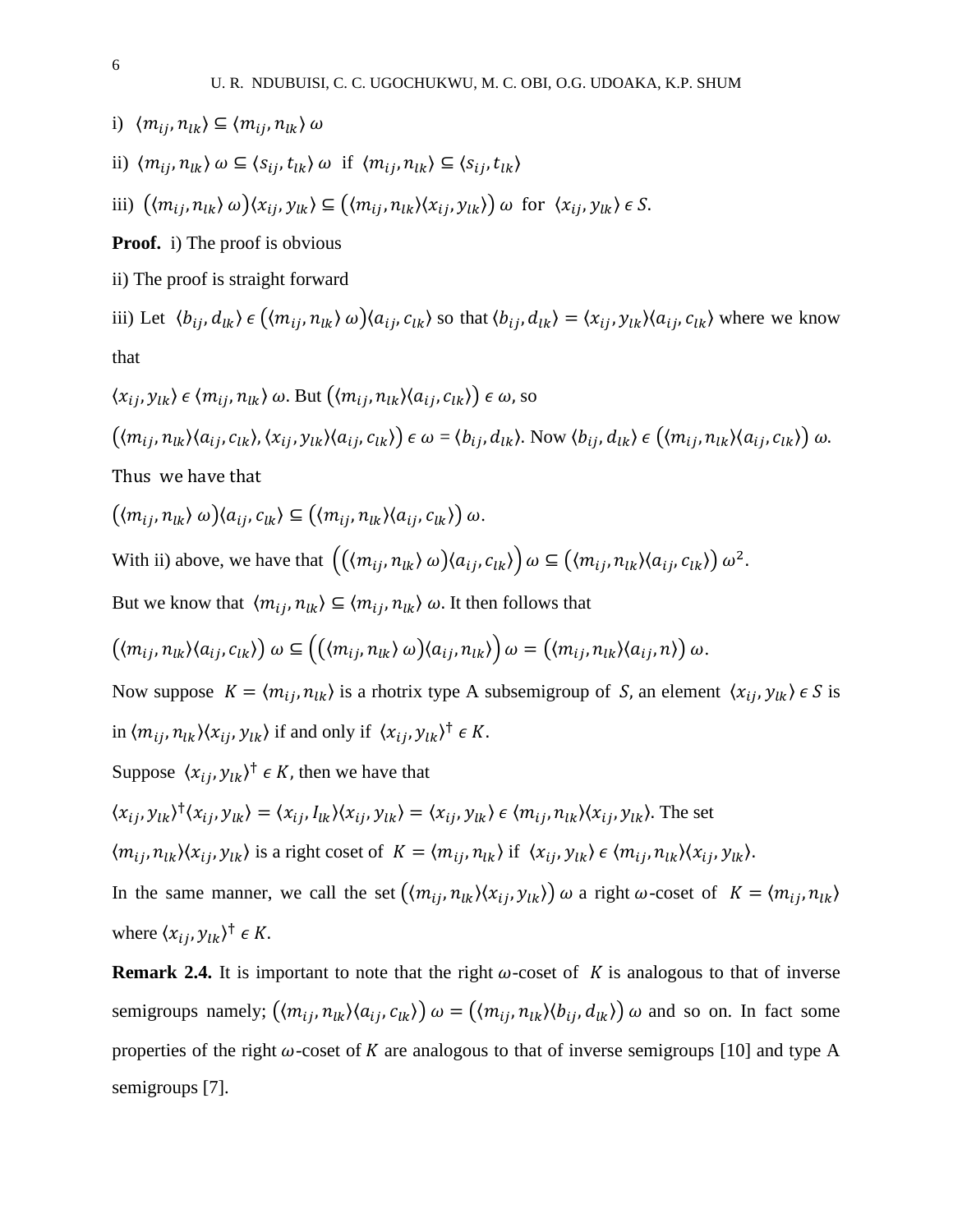i) $\langle m_{ij}, n_{lk}\rangle \subseteq \langle m_{ij}, n_{lk}\rangle\, \omega$

ii) $\langle m_{ij}, n_{lk}\rangle\, \omega \subseteq \langle s_{ij}, t_{lk}\rangle\, \omega$ if $\langle m_{ij}, n_{lk}\rangle \subseteq \langle s_{ij}, t_{lk}\rangle$

iii) $\big(\langle m_{ij}, n_{lk}\rangle\, \omega\big)\langle x_{ij}, y_{lk}\rangle \subseteq \big(\langle m_{ij}, n_{lk}\rangle\langle x_{ij}, y_{lk}\rangle\big)\, \omega$ for $\langle x_{ij}, y_{lk}\rangle \in S$.

**Proof.** i) The proof is obvious

ii) The proof is straight forward

iii) Let $\langle b_{ij}, d_{lk}\rangle \in \big(\langle m_{ij}, n_{lk}\rangle\, \omega\big)\langle a_{ij}, c_{lk}\rangle$ so that $\langle b_{ij}, d_{lk}\rangle = \langle x_{ij}, y_{lk}\rangle\langle a_{ij}, c_{lk}\rangle$ where we know that

$\langle x_{ij}, y_{lk}\rangle \in \langle m_{ij}, n_{lk}\rangle\, \omega$. But $\big(\langle m_{ij}, n_{lk}\rangle\langle a_{ij}, c_{lk}\rangle\big) \in \omega$, so

$\big(\langle m_{ij}, n_{lk}\rangle\langle a_{ij}, c_{lk}\rangle, \langle x_{ij}, y_{lk}\rangle\langle a_{ij}, c_{lk}\rangle\big) \in \omega = \langle b_{ij}, d_{lk}\rangle$. Now $\langle b_{ij}, d_{lk}\rangle \in \big(\langle m_{ij}, n_{lk}\rangle\langle a_{ij}, c_{lk}\rangle\big)\, \omega$.

Thus we have that

$\big(\langle m_{ij}, n_{lk}\rangle\, \omega\big)\langle a_{ij}, c_{lk}\rangle \subseteq \big(\langle m_{ij}, n_{lk}\rangle\langle a_{ij}, c_{lk}\rangle\big)\, \omega$.

With ii) above, we have that $\Big(\big(\langle m_{ij}, n_{lk}\rangle\, \omega\big)\langle a_{ij}, c_{lk}\rangle\Big)\, \omega \subseteq \big(\langle m_{ij}, n_{lk}\rangle\langle a_{ij}, c_{lk}\rangle\big)\, \omega^2$.

But we know that $\langle m_{ij}, n_{lk}\rangle \subseteq \langle m_{ij}, n_{lk}\rangle\, \omega$. It then follows that

$\big(\langle m_{ij}, n_{lk}\rangle\langle a_{ij}, c_{lk}\rangle\big)\, \omega \subseteq \Big(\big(\langle m_{ij}, n_{lk}\rangle\, \omega\big)\langle a_{ij}, n_{lk}\rangle\Big)\, \omega = \big(\langle m_{ij}, n_{lk}\rangle\langle a_{ij}, n\rangle\big)\, \omega$.

Now suppose $K = \langle m_{ij}, n_{lk}\rangle$ is a rhotrix type A subsemigroup of $S$, an element $\langle x_{ij}, y_{lk}\rangle \in S$ is in $\langle m_{ij}, n_{lk}\rangle\langle x_{ij}, y_{lk}\rangle$ if and only if $\langle x_{ij}, y_{lk}\rangle^{\dagger} \in K$.

Suppose $\langle x_{ij}, y_{lk}\rangle^{\dagger} \in K$, then we have that

$\langle x_{ij}, y_{lk}\rangle^{\dagger}\langle x_{ij}, y_{lk}\rangle = \langle x_{ij}, I_{lk}\rangle\langle x_{ij}, y_{lk}\rangle = \langle x_{ij}, y_{lk}\rangle \in \langle m_{ij}, n_{lk}\rangle\langle x_{ij}, y_{lk}\rangle$. The set $\langle m_{ij}, n_{lk}\rangle\langle x_{ij}, y_{lk}\rangle$ is a right coset of $K = \langle m_{ij}, n_{lk}\rangle$ if $\langle x_{ij}, y_{lk}\rangle \in \langle m_{ij}, n_{lk}\rangle\langle x_{ij}, y_{lk}\rangle$.

In the same manner, we call the set $\big(\langle m_{ij}, n_{lk}\rangle\langle x_{ij}, y_{lk}\rangle\big)\, \omega$ a right $\omega$-coset of $K = \langle m_{ij}, n_{lk}\rangle$ where $\langle x_{ij}, y_{lk}\rangle^{\dagger} \in K$.

**Remark 2.4.** It is important to note that the right $\omega$-coset of $K$ is analogous to that of inverse semigroups namely; $\big(\langle m_{ij}, n_{lk}\rangle\langle a_{ij}, c_{lk}\rangle\big)\, \omega = \big(\langle m_{ij}, n_{lk}\rangle\langle b_{ij}, d_{lk}\rangle\big)\, \omega$ and so on. In fact some properties of the right $\omega$-coset of $K$ are analogous to that of inverse semigroups [10] and type A semigroups [7].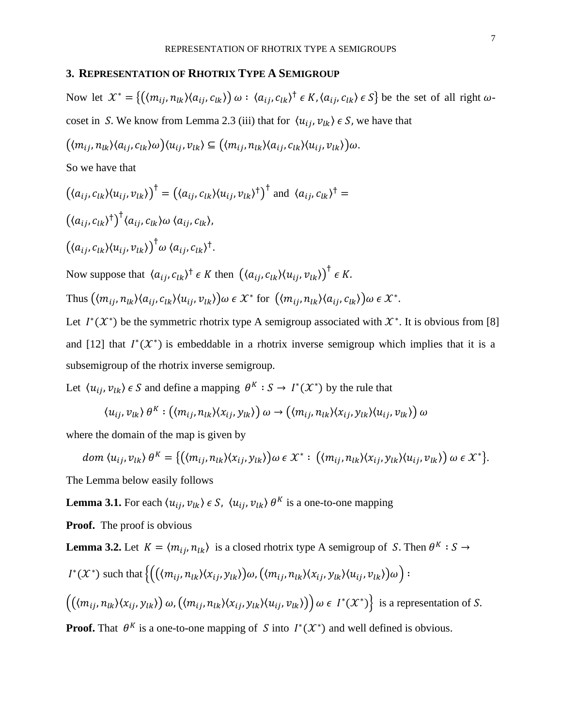## 3. Representation of Rhotrix Type A Semigroup

Now let $\mathcal{X}^* = \{(\langle m_{ij}, n_{lk}\rangle\langle a_{ij}, c_{lk}\rangle)\,\omega : \langle a_{ij}, c_{lk}\rangle^\dagger \epsilon\, K, \langle a_{ij}, c_{lk}\rangle \epsilon\, S\}$ be the set of all right $\omega$-coset in $S$. We know from Lemma 2.3 (iii) that for $\langle u_{ij}, v_{lk}\rangle \epsilon\, S$, we have that

$\big(\langle m_{ij}, n_{lk}\rangle\langle a_{ij}, c_{lk}\rangle\omega\big)\langle u_{ij}, v_{lk}\rangle \subseteq \big(\langle m_{ij}, n_{lk}\rangle\langle a_{ij}, c_{lk}\rangle\langle u_{ij}, v_{lk}\rangle\big)\omega.$

So we have that

$\big(\langle a_{ij}, c_{lk}\rangle\langle u_{ij}, v_{lk}\rangle\big)^\dagger = \big(\langle a_{ij}, c_{lk}\rangle\langle u_{ij}, v_{lk}\rangle^\dagger\big)^\dagger$ and $\langle a_{ij}, c_{lk}\rangle^\dagger =$

$\big(\langle a_{ij}, c_{lk}\rangle^\dagger\big)^\dagger\langle a_{ij}, c_{lk}\rangle\omega\,\langle a_{ij}, c_{lk}\rangle,$

$\big(\langle a_{ij}, c_{lk}\rangle\langle u_{ij}, v_{lk}\rangle\big)^\dagger\omega\,\langle a_{ij}, c_{lk}\rangle^\dagger.$

Now suppose that $\langle a_{ij}, c_{lk}\rangle^\dagger \epsilon\, K$ then $\big(\langle a_{ij}, c_{lk}\rangle\langle u_{ij}, v_{lk}\rangle\big)^\dagger \epsilon\, K$.

Thus $\big(\langle m_{ij}, n_{lk}\rangle\langle a_{ij}, c_{lk}\rangle\langle u_{ij}, v_{lk}\rangle\big)\omega \,\epsilon\, \mathcal{X}^*$ for $\big(\langle m_{ij}, n_{lk}\rangle\langle a_{ij}, c_{lk}\rangle\big)\omega \,\epsilon\, \mathcal{X}^*$.

Let $I^*(\mathcal{X}^*)$ be the symmetric rhotrix type A semigroup associated with $\mathcal{X}^*$. It is obvious from [8] and [12] that $I^*(\mathcal{X}^*)$ is embeddable in a rhotrix inverse semigroup which implies that it is a subsemigroup of the rhotrix inverse semigroup.

Let $\langle u_{ij}, v_{lk}\rangle \epsilon\, S$ and define a mapping $\theta^K : S \to I^*(\mathcal{X}^*)$ by the rule that

$$\langle u_{ij}, v_{lk}\rangle\,\theta^K : \big(\langle m_{ij}, n_{lk}\rangle\langle x_{ij}, y_{lk}\rangle\big)\,\omega \to \big(\langle m_{ij}, n_{lk}\rangle\langle x_{ij}, y_{lk}\rangle\langle u_{ij}, v_{lk}\rangle\big)\,\omega$$

where the domain of the map is given by

$$dom\,\langle u_{ij}, v_{lk}\rangle\,\theta^K = \big\{\big(\langle m_{ij}, n_{lk}\rangle\langle x_{ij}, y_{lk}\rangle\big)\omega \,\epsilon\, \mathcal{X}^* : \big(\langle m_{ij}, n_{lk}\rangle\langle x_{ij}, y_{lk}\rangle\langle u_{ij}, v_{lk}\rangle\big)\,\omega \,\epsilon\, \mathcal{X}^*\big\}.$$

The Lemma below easily follows

**Lemma 3.1.** For each $\langle u_{ij}, v_{lk}\rangle \epsilon\, S$, $\langle u_{ij}, v_{lk}\rangle\,\theta^K$ is a one-to-one mapping

**Proof.** The proof is obvious

**Lemma 3.2.** Let $K = \langle m_{ij}, n_{lk}\rangle$ is a closed rhotrix type A semigroup of $S$. Then $\theta^K : S \to I^*(\mathcal{X}^*)$ such that $\Big\{\Big(\big(\langle m_{ij}, n_{lk}\rangle\langle x_{ij}, y_{lk}\rangle\big)\omega, \big(\langle m_{ij}, n_{lk}\rangle\langle x_{ij}, y_{lk}\rangle\langle u_{ij}, v_{lk}\rangle\big)\omega\Big) :$ $\Big(\big(\langle m_{ij}, n_{lk}\rangle\langle x_{ij}, y_{lk}\rangle\big)\,\omega, \big(\langle m_{ij}, n_{lk}\rangle\langle x_{ij}, y_{lk}\rangle\langle u_{ij}, v_{lk}\rangle\big)\Big)\,\omega \,\epsilon\, I^*(\mathcal{X}^*)\Big\}$ is a representation of $S$.

**Proof.** That $\theta^K$ is a one-to-one mapping of $S$ into $I^*(\mathcal{X}^*)$ and well defined is obvious.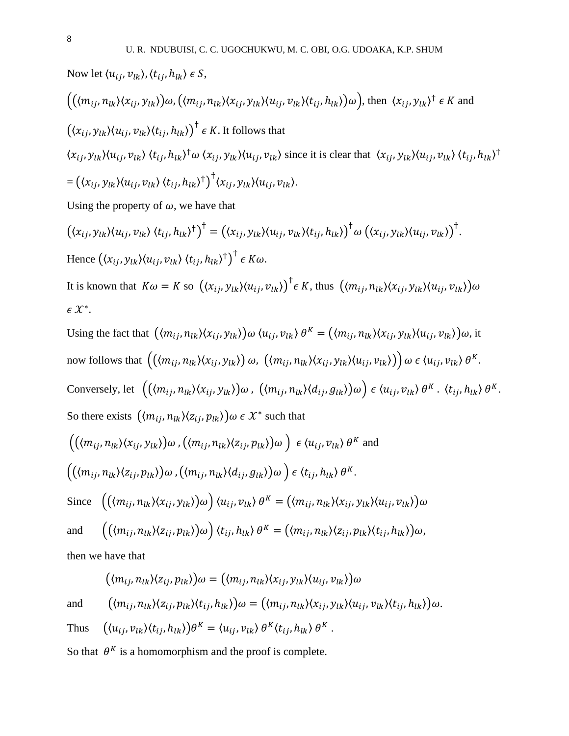Now let $\langle u_{ij}, v_{lk}\rangle, \langle t_{ij}, h_{lk}\rangle \epsilon S$,

$\big((\langle m_{ij}, n_{lk}\rangle\langle x_{ij}, y_{lk}\rangle)\omega, (\langle m_{ij}, n_{lk}\rangle\langle x_{ij}, y_{lk}\rangle\langle u_{ij}, v_{lk}\rangle\langle t_{ij}, h_{lk}\rangle)\omega\big)$, then $\langle x_{ij}, y_{lk}\rangle^{\dagger} \epsilon K$ and $\big(\langle x_{ij}, y_{lk}\rangle\langle u_{ij}, v_{lk}\rangle\langle t_{ij}, h_{lk}\rangle\big)^{\dagger} \epsilon K$. It follows that

$\langle x_{ij}, y_{lk}\rangle\langle u_{ij}, v_{lk}\rangle \langle t_{ij}, h_{lk}\rangle^{\dagger}\omega \langle x_{ij}, y_{lk}\rangle\langle u_{ij}, v_{lk}\rangle$ since it is clear that $\langle x_{ij}, y_{lk}\rangle\langle u_{ij}, v_{lk}\rangle \langle t_{ij}, h_{lk}\rangle^{\dagger}$ $= \big(\langle x_{ij}, y_{lk}\rangle\langle u_{ij}, v_{lk}\rangle \langle t_{ij}, h_{lk}\rangle^{\dagger}\big)^{\dagger}\langle x_{ij}, y_{lk}\rangle\langle u_{ij}, v_{lk}\rangle$.

Using the property of $\omega$, we have that

$\big(\langle x_{ij}, y_{lk}\rangle\langle u_{ij}, v_{lk}\rangle \langle t_{ij}, h_{lk}\rangle^{\dagger}\big)^{\dagger} = \big(\langle x_{ij}, y_{lk}\rangle\langle u_{ij}, v_{lk}\rangle\langle t_{ij}, h_{lk}\rangle\big)^{\dagger}\omega \big(\langle x_{ij}, y_{lk}\rangle\langle u_{ij}, v_{lk}\rangle\big)^{\dagger}$.

Hence $\big(\langle x_{ij}, y_{lk}\rangle\langle u_{ij}, v_{lk}\rangle \langle t_{ij}, h_{lk}\rangle^{\dagger}\big)^{\dagger} \epsilon K\omega$.

It is known that $K\omega = K$ so $\big(\langle x_{ij}, y_{lk}\rangle\langle u_{ij}, v_{lk}\rangle\big)^{\dagger} \epsilon K$, thus $\big(\langle m_{ij}, n_{lk}\rangle\langle x_{ij}, y_{lk}\rangle\langle u_{ij}, v_{lk}\rangle\big)\omega$ $\epsilon \mathcal{X}^{*}$.

Using the fact that $\big(\langle m_{ij}, n_{lk}\rangle\langle x_{ij}, y_{lk}\rangle\big)\omega \langle u_{ij}, v_{lk}\rangle \theta^{K} = \big(\langle m_{ij}, n_{lk}\rangle\langle x_{ij}, y_{lk}\rangle\langle u_{ij}, v_{lk}\rangle\big)\omega$, it now follows that $\Big(\big(\langle m_{ij}, n_{lk}\rangle\langle x_{ij}, y_{lk}\rangle\big)\omega,\ \big(\langle m_{ij}, n_{lk}\rangle\langle x_{ij}, y_{lk}\rangle\langle u_{ij}, v_{lk}\rangle\big)\Big)\omega \epsilon \langle u_{ij}, v_{lk}\rangle \theta^{K}$.

Conversely, let $\Big(\big(\langle m_{ij}, n_{lk}\rangle\langle x_{ij}, y_{lk}\rangle\big)\omega,\ \big(\langle m_{ij}, n_{lk}\rangle\langle d_{ij}, g_{lk}\rangle\big)\omega\Big) \epsilon \langle u_{ij}, v_{lk}\rangle \theta^{K} .\ \langle t_{ij}, h_{lk}\rangle \theta^{K}$.

So there exists $\big(\langle m_{ij}, n_{lk}\rangle\langle z_{ij}, p_{lk}\rangle\big)\omega \epsilon \mathcal{X}^{*}$ such that

$\Big(\big(\langle m_{ij}, n_{lk}\rangle\langle x_{ij}, y_{lk}\rangle\big)\omega, \big(\langle m_{ij}, n_{lk}\rangle\langle z_{ij}, p_{lk}\rangle\big)\omega\Big) \epsilon \langle u_{ij}, v_{lk}\rangle \theta^{K}$ and

$\Big(\big(\langle m_{ij}, n_{lk}\rangle\langle z_{ij}, p_{lk}\rangle\big)\omega, \big(\langle m_{ij}, n_{lk}\rangle\langle d_{ij}, g_{lk}\rangle\big)\omega\Big) \epsilon \langle t_{ij}, h_{lk}\rangle \theta^{K}$.

Since $\Big(\big(\langle m_{ij}, n_{lk}\rangle\langle x_{ij}, y_{lk}\rangle\big)\omega\Big) \langle u_{ij}, v_{lk}\rangle \theta^{K} = \big(\langle m_{ij}, n_{lk}\rangle\langle x_{ij}, y_{lk}\rangle\langle u_{ij}, v_{lk}\rangle\big)\omega$

and $\Big(\big(\langle m_{ij}, n_{lk}\rangle\langle z_{ij}, p_{lk}\rangle\big)\omega\Big) \langle t_{ij}, h_{lk}\rangle \theta^{K} = \big(\langle m_{ij}, n_{lk}\rangle\langle z_{ij}, p_{lk}\rangle\langle t_{ij}, h_{lk}\rangle\big)\omega$,

then we have that

$$\big(\langle m_{ij}, n_{lk}\rangle\langle z_{ij}, p_{lk}\rangle\big)\omega = \big(\langle m_{ij}, n_{lk}\rangle\langle x_{ij}, y_{lk}\rangle\langle u_{ij}, v_{lk}\rangle\big)\omega$$

and $\big(\langle m_{ij}, n_{lk}\rangle\langle z_{ij}, p_{lk}\rangle\langle t_{ij}, h_{lk}\rangle\big)\omega = \big(\langle m_{ij}, n_{lk}\rangle\langle x_{ij}, y_{lk}\rangle\langle u_{ij}, v_{lk}\rangle\langle t_{ij}, h_{lk}\rangle\big)\omega$.

Thus $\big(\langle u_{ij}, v_{lk}\rangle\langle t_{ij}, h_{lk}\rangle\big)\theta^{K} = \langle u_{ij}, v_{lk}\rangle \theta^{K}\langle t_{ij}, h_{lk}\rangle \theta^{K}$ .

So that $\theta^{K}$ is a homomorphism and the proof is complete.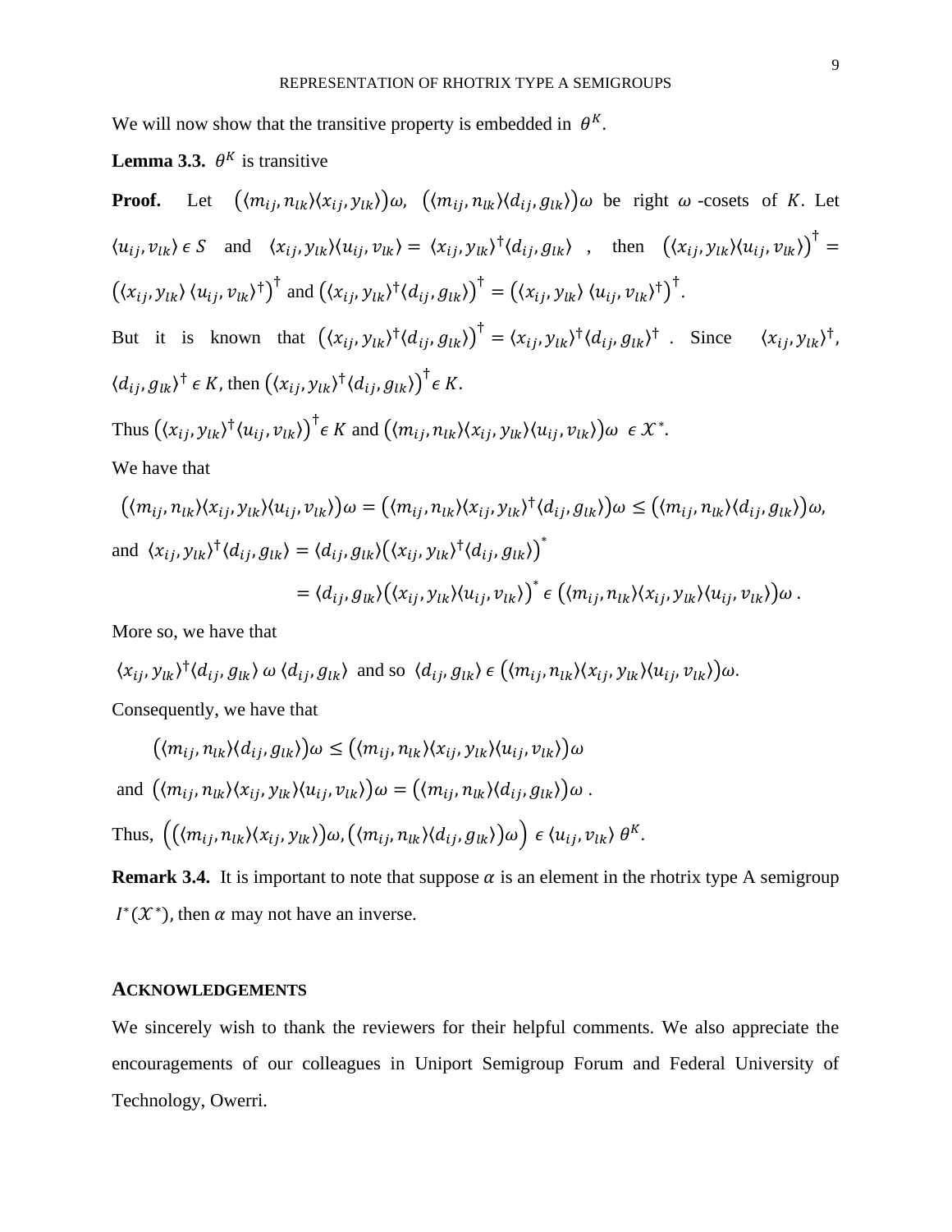We will now show that the transitive property is embedded in $\theta^K$.

**Lemma 3.3.** $\theta^K$ is transitive

**Proof.** Let $(\langle m_{ij}, n_{lk}\rangle\langle x_{ij}, y_{lk}\rangle)\omega$, $(\langle m_{ij}, n_{lk}\rangle\langle d_{ij}, g_{lk}\rangle)\omega$ be right $\omega$-cosets of $K$. Let $\langle u_{ij}, v_{lk}\rangle \epsilon S$ and $\langle x_{ij}, y_{lk}\rangle\langle u_{ij}, v_{lk}\rangle = \langle x_{ij}, y_{lk}\rangle^{\dagger}\langle d_{ij}, g_{lk}\rangle$ , then $(\langle x_{ij}, y_{lk}\rangle\langle u_{ij}, v_{lk}\rangle)^{\dagger} = (\langle x_{ij}, y_{lk}\rangle \langle u_{ij}, v_{lk}\rangle^{\dagger})^{\dagger}$ and $(\langle x_{ij}, y_{lk}\rangle^{\dagger}\langle d_{ij}, g_{lk}\rangle)^{\dagger} = (\langle x_{ij}, y_{lk}\rangle \langle u_{ij}, v_{lk}\rangle^{\dagger})^{\dagger}$.

But it is known that $(\langle x_{ij}, y_{lk}\rangle^{\dagger}\langle d_{ij}, g_{lk}\rangle)^{\dagger} = \langle x_{ij}, y_{lk}\rangle^{\dagger}\langle d_{ij}, g_{lk}\rangle^{\dagger}$ . Since $\langle x_{ij}, y_{lk}\rangle^{\dagger}$, $\langle d_{ij}, g_{lk}\rangle^{\dagger} \epsilon K$, then $(\langle x_{ij}, y_{lk}\rangle^{\dagger}\langle d_{ij}, g_{lk}\rangle)^{\dagger} \epsilon K$.

Thus $(\langle x_{ij}, y_{lk}\rangle^{\dagger}\langle u_{ij}, v_{lk}\rangle)^{\dagger} \epsilon K$ and $(\langle m_{ij}, n_{lk}\rangle\langle x_{ij}, y_{lk}\rangle\langle u_{ij}, v_{lk}\rangle)\omega \ \epsilon \mathcal{X}^*$.

We have that

$$(\langle m_{ij}, n_{lk}\rangle\langle x_{ij}, y_{lk}\rangle\langle u_{ij}, v_{lk}\rangle)\omega = (\langle m_{ij}, n_{lk}\rangle\langle x_{ij}, y_{lk}\rangle^{\dagger}\langle d_{ij}, g_{lk}\rangle)\omega \leq (\langle m_{ij}, n_{lk}\rangle\langle d_{ij}, g_{lk}\rangle)\omega,$$

and $\langle x_{ij}, y_{lk}\rangle^{\dagger}\langle d_{ij}, g_{lk}\rangle = \langle d_{ij}, g_{lk}\rangle(\langle x_{ij}, y_{lk}\rangle^{\dagger}\langle d_{ij}, g_{lk}\rangle)^*$

$$= \langle d_{ij}, g_{lk}\rangle(\langle x_{ij}, y_{lk}\rangle\langle u_{ij}, v_{lk}\rangle)^* \epsilon (\langle m_{ij}, n_{lk}\rangle\langle x_{ij}, y_{lk}\rangle\langle u_{ij}, v_{lk}\rangle)\omega .$$

More so, we have that

$\langle x_{ij}, y_{lk}\rangle^{\dagger}\langle d_{ij}, g_{lk}\rangle \ \omega \ \langle d_{ij}, g_{lk}\rangle$ and so $\langle d_{ij}, g_{lk}\rangle \epsilon (\langle m_{ij}, n_{lk}\rangle\langle x_{ij}, y_{lk}\rangle\langle u_{ij}, v_{lk}\rangle)\omega$.

Consequently, we have that

$$(\langle m_{ij}, n_{lk}\rangle\langle d_{ij}, g_{lk}\rangle)\omega \leq (\langle m_{ij}, n_{lk}\rangle\langle x_{ij}, y_{lk}\rangle\langle u_{ij}, v_{lk}\rangle)\omega$$

and $(\langle m_{ij}, n_{lk}\rangle\langle x_{ij}, y_{lk}\rangle\langle u_{ij}, v_{lk}\rangle)\omega = (\langle m_{ij}, n_{lk}\rangle\langle d_{ij}, g_{lk}\rangle)\omega$ .

Thus, $\left((\langle m_{ij}, n_{lk}\rangle\langle x_{ij}, y_{lk}\rangle)\omega, (\langle m_{ij}, n_{lk}\rangle\langle d_{ij}, g_{lk}\rangle)\omega\right) \epsilon \langle u_{ij}, v_{lk}\rangle \ \theta^K$.

**Remark 3.4.** It is important to note that suppose $\alpha$ is an element in the rhotrix type A semigroup $I^*(\mathcal{X}^*)$, then $\alpha$ may not have an inverse.

## ACKNOWLEDGEMENTS

We sincerely wish to thank the reviewers for their helpful comments. We also appreciate the encouragements of our colleagues in Uniport Semigroup Forum and Federal University of Technology, Owerri.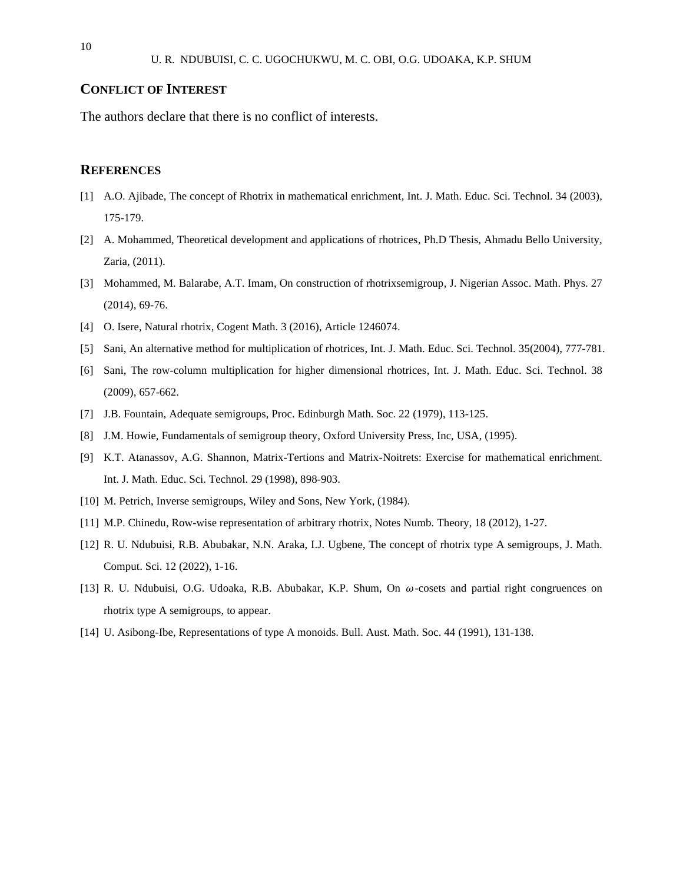## Conflict of Interest

The authors declare that there is no conflict of interests.

## References

[1] A.O. Ajibade, The concept of Rhotrix in mathematical enrichment, Int. J. Math. Educ. Sci. Technol. 34 (2003), 175-179.

[2] A. Mohammed, Theoretical development and applications of rhotrices, Ph.D Thesis, Ahmadu Bello University, Zaria, (2011).

[3] Mohammed, M. Balarabe, A.T. Imam, On construction of rhotrixsemigroup, J. Nigerian Assoc. Math. Phys. 27 (2014), 69-76.

[4] O. Isere, Natural rhotrix, Cogent Math. 3 (2016), Article 1246074.

[5] Sani, An alternative method for multiplication of rhotrices, Int. J. Math. Educ. Sci. Technol. 35(2004), 777-781.

[6] Sani, The row-column multiplication for higher dimensional rhotrices, Int. J. Math. Educ. Sci. Technol. 38 (2009), 657-662.

[7] J.B. Fountain, Adequate semigroups, Proc. Edinburgh Math. Soc. 22 (1979), 113-125.

[8] J.M. Howie, Fundamentals of semigroup theory, Oxford University Press, Inc, USA, (1995).

[9] K.T. Atanassov, A.G. Shannon, Matrix-Tertions and Matrix-Noitrets: Exercise for mathematical enrichment. Int. J. Math. Educ. Sci. Technol. 29 (1998), 898-903.

[10] M. Petrich, Inverse semigroups, Wiley and Sons, New York, (1984).

[11] M.P. Chinedu, Row-wise representation of arbitrary rhotrix, Notes Numb. Theory, 18 (2012), 1-27.

[12] R. U. Ndubuisi, R.B. Abubakar, N.N. Araka, I.J. Ugbene, The concept of rhotrix type A semigroups, J. Math. Comput. Sci. 12 (2022), 1-16.

[13] R. U. Ndubuisi, O.G. Udoaka, R.B. Abubakar, K.P. Shum, On $\omega$-cosets and partial right congruences on rhotrix type A semigroups, to appear.

[14] U. Asibong-Ibe, Representations of type A monoids. Bull. Aust. Math. Soc. 44 (1991), 131-138.